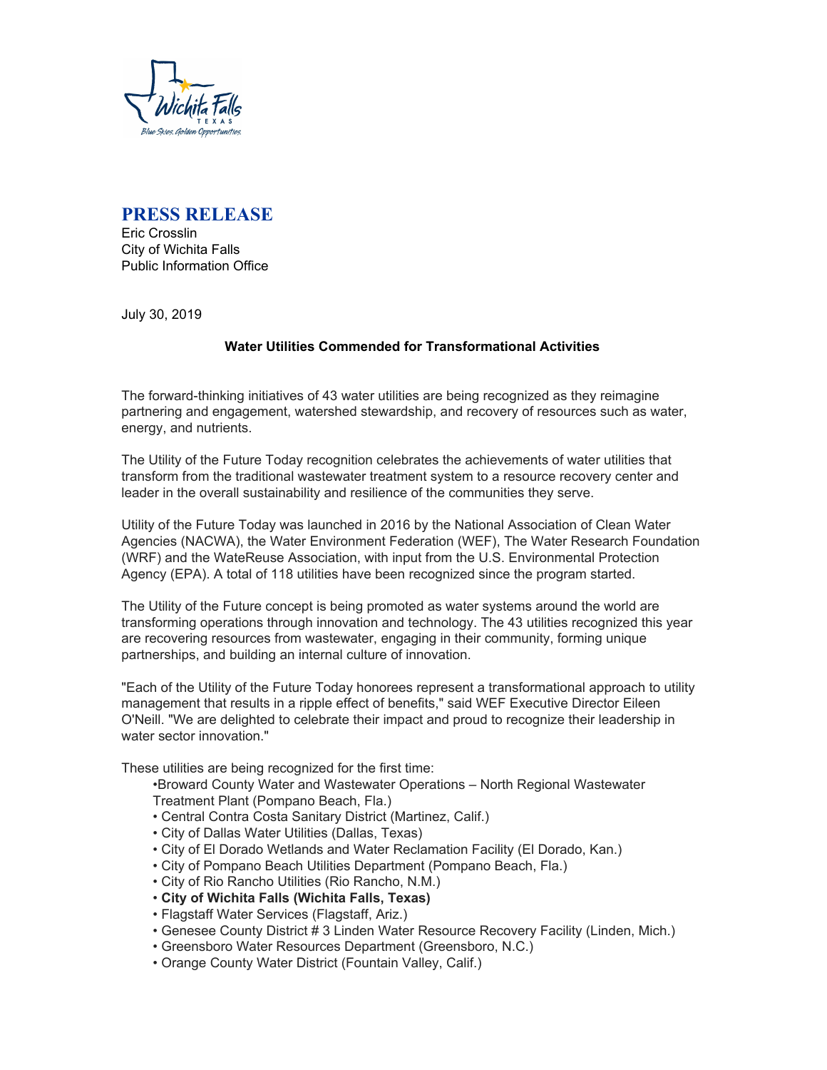# PRESS RELEASE

Eric Crosslin
City of Wichita Falls
Public Information Office

July 30, 2019

**Water Utilities Commended for Transformational Activities**

The forward-thinking initiatives of 43 water utilities are being recognized as they reimagine partnering and engagement, watershed stewardship, and recovery of resources such as water, energy, and nutrients.

The Utility of the Future Today recognition celebrates the achievements of water utilities that transform from the traditional wastewater treatment system to a resource recovery center and leader in the overall sustainability and resilience of the communities they serve.

Utility of the Future Today was launched in 2016 by the National Association of Clean Water Agencies (NACWA), the Water Environment Federation (WEF), The Water Research Foundation (WRF) and the WateReuse Association, with input from the U.S. Environmental Protection Agency (EPA). A total of 118 utilities have been recognized since the program started.

The Utility of the Future concept is being promoted as water systems around the world are transforming operations through innovation and technology. The 43 utilities recognized this year are recovering resources from wastewater, engaging in their community, forming unique partnerships, and building an internal culture of innovation.

"Each of the Utility of the Future Today honorees represent a transformational approach to utility management that results in a ripple effect of benefits," said WEF Executive Director Eileen O'Neill. "We are delighted to celebrate their impact and proud to recognize their leadership in water sector innovation."

These utilities are being recognized for the first time:

- Broward County Water and Wastewater Operations – North Regional Wastewater Treatment Plant (Pompano Beach, Fla.)
- Central Contra Costa Sanitary District (Martinez, Calif.)
- City of Dallas Water Utilities (Dallas, Texas)
- City of El Dorado Wetlands and Water Reclamation Facility (El Dorado, Kan.)
- City of Pompano Beach Utilities Department (Pompano Beach, Fla.)
- City of Rio Rancho Utilities (Rio Rancho, N.M.)
- **City of Wichita Falls (Wichita Falls, Texas)**
- Flagstaff Water Services (Flagstaff, Ariz.)
- Genesee County District # 3 Linden Water Resource Recovery Facility (Linden, Mich.)
- Greensboro Water Resources Department (Greensboro, N.C.)
- Orange County Water District (Fountain Valley, Calif.)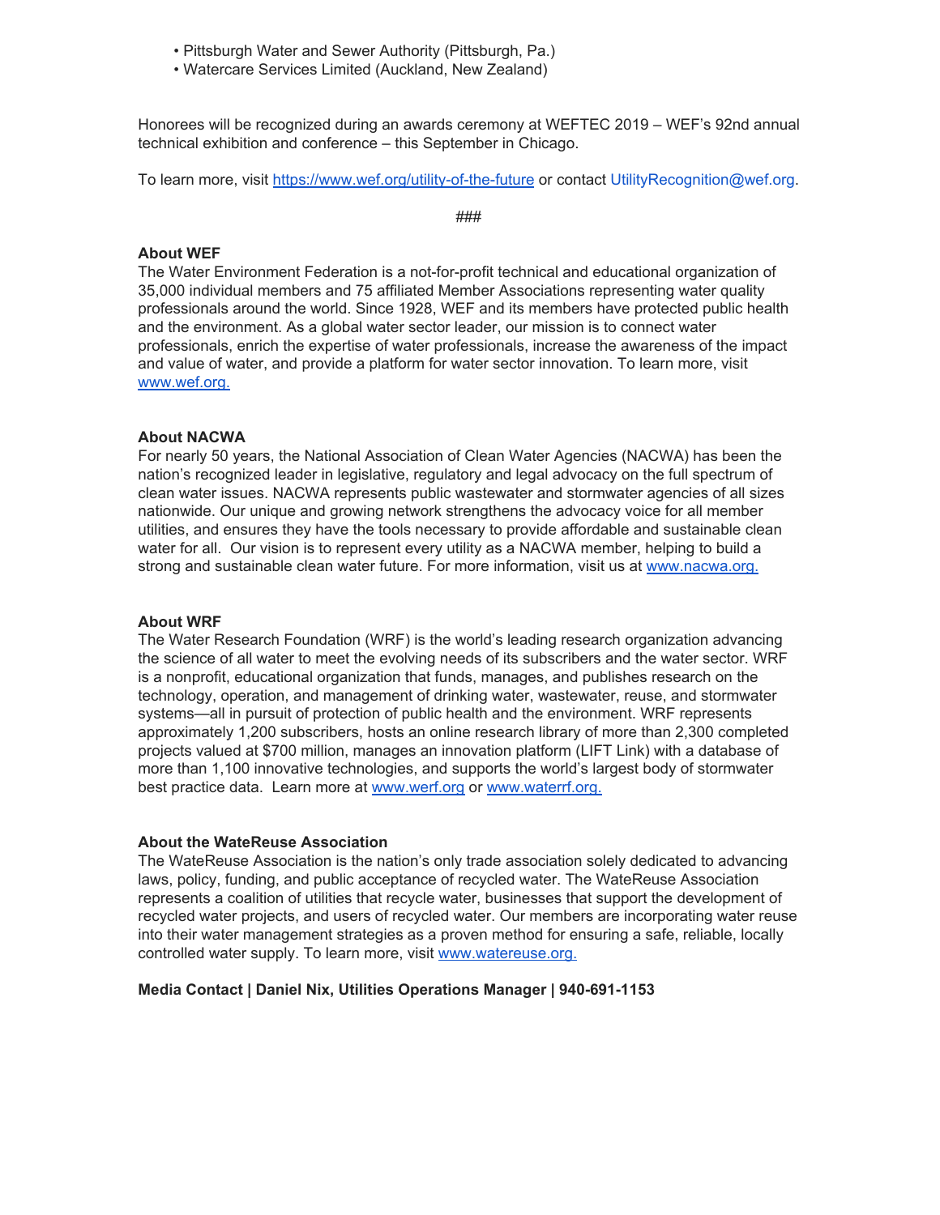- Pittsburgh Water and Sewer Authority (Pittsburgh, Pa.)
- Watercare Services Limited (Auckland, New Zealand)

Honorees will be recognized during an awards ceremony at WEFTEC 2019 – WEF's 92nd annual technical exhibition and conference – this September in Chicago.

To learn more, visit https://www.wef.org/utility-of-the-future or contact UtilityRecognition@wef.org.

###

**About WEF**
The Water Environment Federation is a not-for-profit technical and educational organization of 35,000 individual members and 75 affiliated Member Associations representing water quality professionals around the world. Since 1928, WEF and its members have protected public health and the environment. As a global water sector leader, our mission is to connect water professionals, enrich the expertise of water professionals, increase the awareness of the impact and value of water, and provide a platform for water sector innovation. To learn more, visit www.wef.org.

**About NACWA**
For nearly 50 years, the National Association of Clean Water Agencies (NACWA) has been the nation's recognized leader in legislative, regulatory and legal advocacy on the full spectrum of clean water issues. NACWA represents public wastewater and stormwater agencies of all sizes nationwide. Our unique and growing network strengthens the advocacy voice for all member utilities, and ensures they have the tools necessary to provide affordable and sustainable clean water for all. Our vision is to represent every utility as a NACWA member, helping to build a strong and sustainable clean water future. For more information, visit us at www.nacwa.org.

**About WRF**
The Water Research Foundation (WRF) is the world's leading research organization advancing the science of all water to meet the evolving needs of its subscribers and the water sector. WRF is a nonprofit, educational organization that funds, manages, and publishes research on the technology, operation, and management of drinking water, wastewater, reuse, and stormwater systems—all in pursuit of protection of public health and the environment. WRF represents approximately 1,200 subscribers, hosts an online research library of more than 2,300 completed projects valued at $700 million, manages an innovation platform (LIFT Link) with a database of more than 1,100 innovative technologies, and supports the world's largest body of stormwater best practice data. Learn more at www.werf.org or www.waterrf.org.

**About the WateReuse Association**
The WateReuse Association is the nation's only trade association solely dedicated to advancing laws, policy, funding, and public acceptance of recycled water. The WateReuse Association represents a coalition of utilities that recycle water, businesses that support the development of recycled water projects, and users of recycled water. Our members are incorporating water reuse into their water management strategies as a proven method for ensuring a safe, reliable, locally controlled water supply. To learn more, visit www.watereuse.org.

**Media Contact | Daniel Nix, Utilities Operations Manager | 940-691-1153**